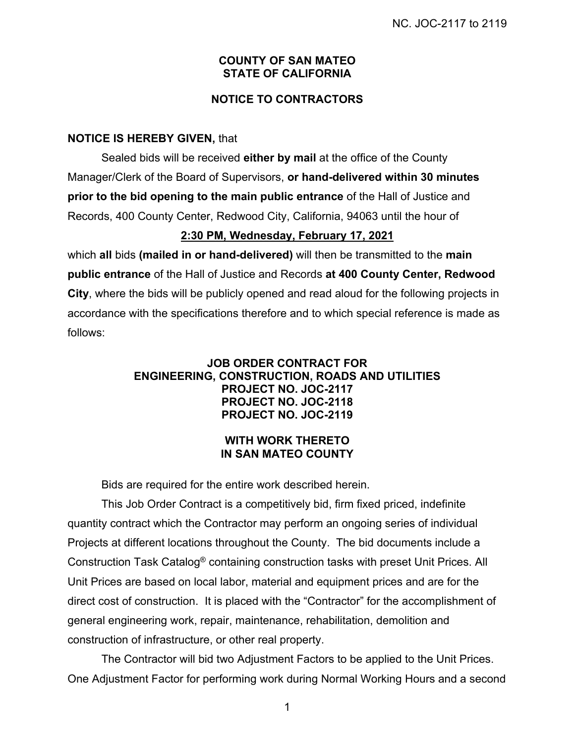# COUNTY OF SAN MATEO
# STATE OF CALIFORNIA

## NOTICE TO CONTRACTORS

**NOTICE IS HEREBY GIVEN,** that

Sealed bids will be received **either by mail** at the office of the County Manager/Clerk of the Board of Supervisors, **or hand-delivered within 30 minutes prior to the bid opening to the main public entrance** of the Hall of Justice and Records, 400 County Center, Redwood City, California, 94063 until the hour of

**2:30 PM, Wednesday, February 17, 2021**

which **all** bids **(mailed in or hand-delivered)** will then be transmitted to the **main public entrance** of the Hall of Justice and Records **at 400 County Center, Redwood City**, where the bids will be publicly opened and read aloud for the following projects in accordance with the specifications therefore and to which special reference is made as follows:

**JOB ORDER CONTRACT FOR**
**ENGINEERING, CONSTRUCTION, ROADS AND UTILITIES**
**PROJECT NO. JOC-2117**
**PROJECT NO. JOC-2118**
**PROJECT NO. JOC-2119**

**WITH WORK THERETO**
**IN SAN MATEO COUNTY**

Bids are required for the entire work described herein.

This Job Order Contract is a competitively bid, firm fixed priced, indefinite quantity contract which the Contractor may perform an ongoing series of individual Projects at different locations throughout the County. The bid documents include a Construction Task Catalog® containing construction tasks with preset Unit Prices. All Unit Prices are based on local labor, material and equipment prices and are for the direct cost of construction. It is placed with the "Contractor" for the accomplishment of general engineering work, repair, maintenance, rehabilitation, demolition and construction of infrastructure, or other real property.

The Contractor will bid two Adjustment Factors to be applied to the Unit Prices. One Adjustment Factor for performing work during Normal Working Hours and a second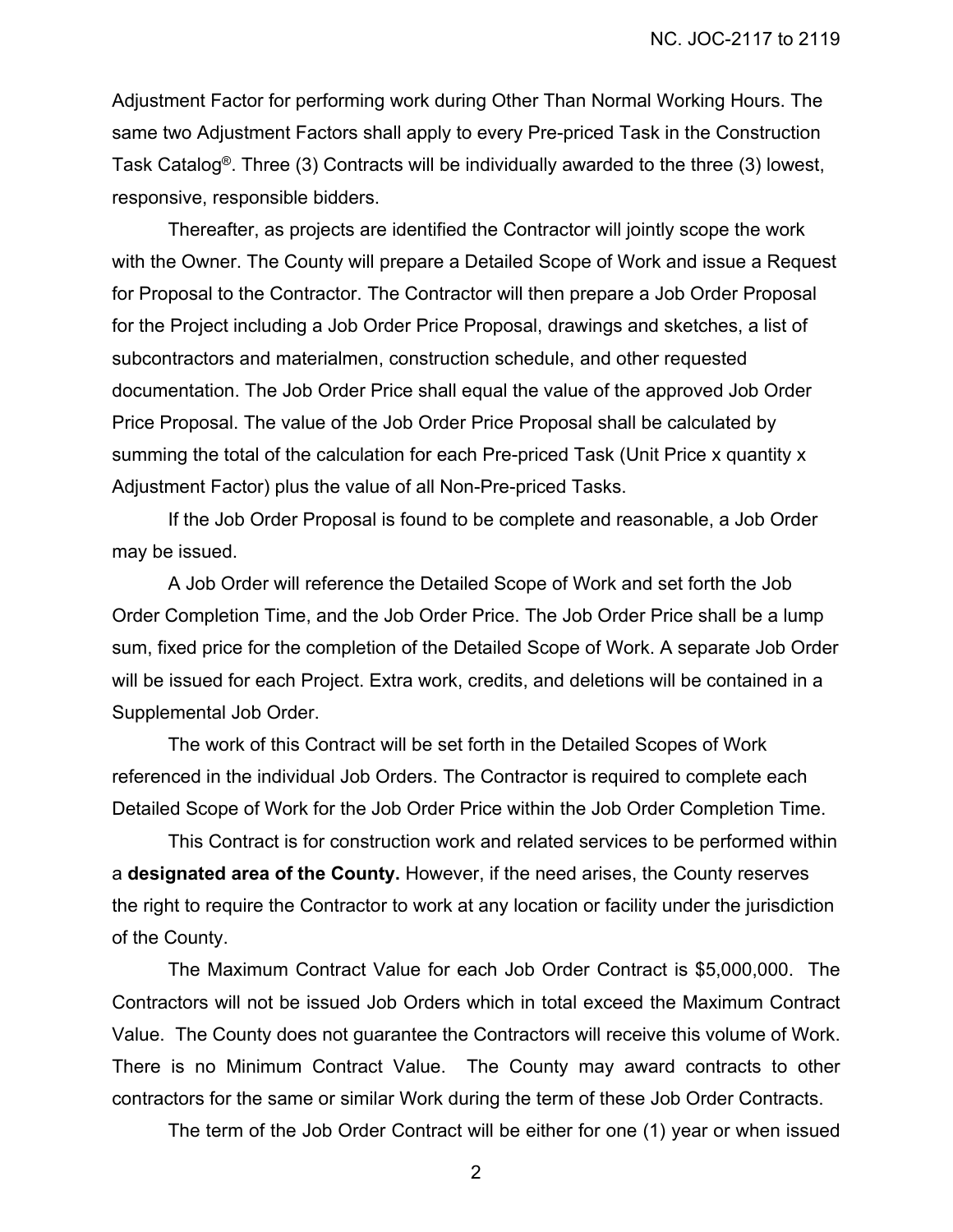Adjustment Factor for performing work during Other Than Normal Working Hours. The same two Adjustment Factors shall apply to every Pre-priced Task in the Construction Task Catalog®. Three (3) Contracts will be individually awarded to the three (3) lowest, responsive, responsible bidders.

Thereafter, as projects are identified the Contractor will jointly scope the work with the Owner. The County will prepare a Detailed Scope of Work and issue a Request for Proposal to the Contractor. The Contractor will then prepare a Job Order Proposal for the Project including a Job Order Price Proposal, drawings and sketches, a list of subcontractors and materialmen, construction schedule, and other requested documentation. The Job Order Price shall equal the value of the approved Job Order Price Proposal. The value of the Job Order Price Proposal shall be calculated by summing the total of the calculation for each Pre-priced Task (Unit Price x quantity x Adjustment Factor) plus the value of all Non-Pre-priced Tasks.

If the Job Order Proposal is found to be complete and reasonable, a Job Order may be issued.

A Job Order will reference the Detailed Scope of Work and set forth the Job Order Completion Time, and the Job Order Price. The Job Order Price shall be a lump sum, fixed price for the completion of the Detailed Scope of Work. A separate Job Order will be issued for each Project. Extra work, credits, and deletions will be contained in a Supplemental Job Order.

The work of this Contract will be set forth in the Detailed Scopes of Work referenced in the individual Job Orders. The Contractor is required to complete each Detailed Scope of Work for the Job Order Price within the Job Order Completion Time.

This Contract is for construction work and related services to be performed within a **designated area of the County.** However, if the need arises, the County reserves the right to require the Contractor to work at any location or facility under the jurisdiction of the County.

The Maximum Contract Value for each Job Order Contract is $5,000,000. The Contractors will not be issued Job Orders which in total exceed the Maximum Contract Value. The County does not guarantee the Contractors will receive this volume of Work. There is no Minimum Contract Value. The County may award contracts to other contractors for the same or similar Work during the term of these Job Order Contracts.

The term of the Job Order Contract will be either for one (1) year or when issued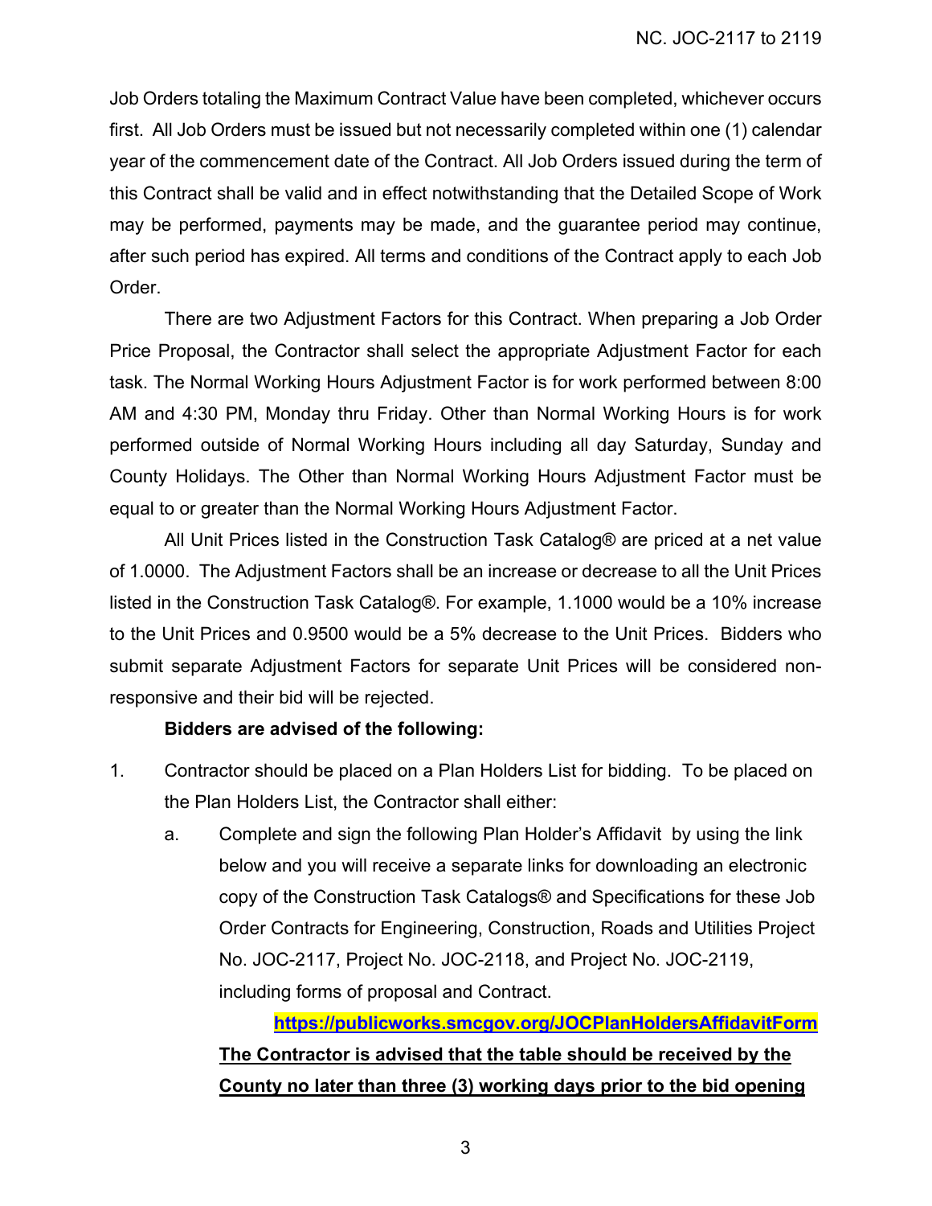Job Orders totaling the Maximum Contract Value have been completed, whichever occurs first. All Job Orders must be issued but not necessarily completed within one (1) calendar year of the commencement date of the Contract. All Job Orders issued during the term of this Contract shall be valid and in effect notwithstanding that the Detailed Scope of Work may be performed, payments may be made, and the guarantee period may continue, after such period has expired. All terms and conditions of the Contract apply to each Job Order.

There are two Adjustment Factors for this Contract. When preparing a Job Order Price Proposal, the Contractor shall select the appropriate Adjustment Factor for each task. The Normal Working Hours Adjustment Factor is for work performed between 8:00 AM and 4:30 PM, Monday thru Friday. Other than Normal Working Hours is for work performed outside of Normal Working Hours including all day Saturday, Sunday and County Holidays. The Other than Normal Working Hours Adjustment Factor must be equal to or greater than the Normal Working Hours Adjustment Factor.

All Unit Prices listed in the Construction Task Catalog® are priced at a net value of 1.0000. The Adjustment Factors shall be an increase or decrease to all the Unit Prices listed in the Construction Task Catalog®. For example, 1.1000 would be a 10% increase to the Unit Prices and 0.9500 would be a 5% decrease to the Unit Prices. Bidders who submit separate Adjustment Factors for separate Unit Prices will be considered non-responsive and their bid will be rejected.

**Bidders are advised of the following:**

1. Contractor should be placed on a Plan Holders List for bidding. To be placed on the Plan Holders List, the Contractor shall either:
   a. Complete and sign the following Plan Holder's Affidavit by using the link below and you will receive a separate links for downloading an electronic copy of the Construction Task Catalogs® and Specifications for these Job Order Contracts for Engineering, Construction, Roads and Utilities Project No. JOC-2117, Project No. JOC-2118, and Project No. JOC-2119, including forms of proposal and Contract.

      **https://publicworks.smcgov.org/JOCPlanHoldersAffidavitForm**

      **The Contractor is advised that the table should be received by the County no later than three (3) working days prior to the bid opening**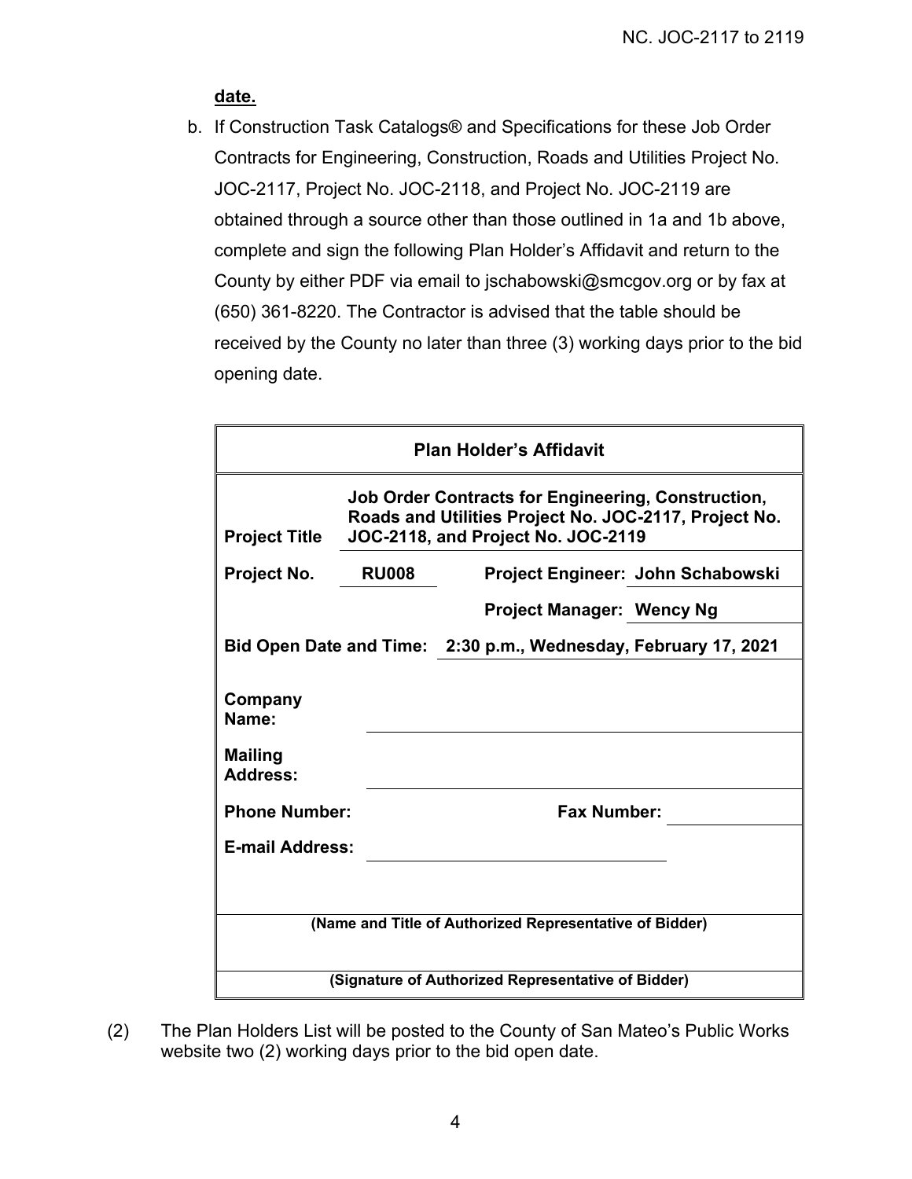**date.**

b. If Construction Task Catalogs® and Specifications for these Job Order Contracts for Engineering, Construction, Roads and Utilities Project No. JOC-2117, Project No. JOC-2118, and Project No. JOC-2119 are obtained through a source other than those outlined in 1a and 1b above, complete and sign the following Plan Holder's Affidavit and return to the County by either PDF via email to jschabowski@smcgov.org or by fax at (650) 361-8220. The Contractor is advised that the table should be received by the County no later than three (3) working days prior to the bid opening date.

| **Plan Holder's Affidavit** | | | |
|---|---|---|---|
| **Project Title** | **Job Order Contracts for Engineering, Construction, Roads and Utilities Project No. JOC-2117, Project No. JOC-2118, and Project No. JOC-2119** | | |
| **Project No.** | **RU008** | **Project Engineer:** | **John Schabowski** |
| | | **Project Manager:** | **Wency Ng** |
| **Bid Open Date and Time:** | **2:30 p.m., Wednesday, February 17, 2021** | | |
| **Company Name:** | | | |
| **Mailing Address:** | | | |
| **Phone Number:** | | **Fax Number:** | |
| **E-mail Address:** | | | |
| **(Name and Title of Authorized Representative of Bidder)** | | | |
| **(Signature of Authorized Representative of Bidder)** | | | |

(2) The Plan Holders List will be posted to the County of San Mateo's Public Works website two (2) working days prior to the bid open date.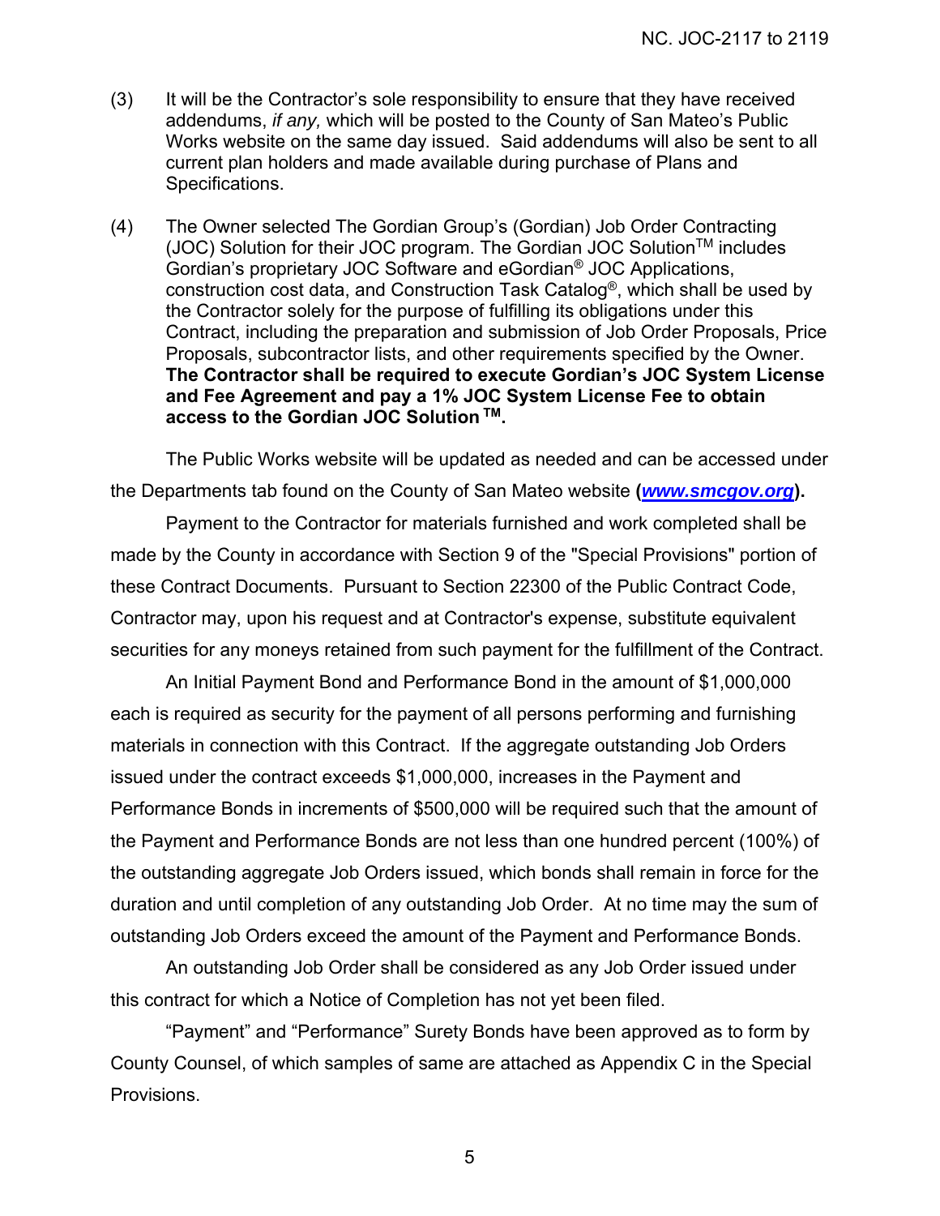(3) It will be the Contractor's sole responsibility to ensure that they have received addendums, *if any,* which will be posted to the County of San Mateo's Public Works website on the same day issued. Said addendums will also be sent to all current plan holders and made available during purchase of Plans and Specifications.

(4) The Owner selected The Gordian Group's (Gordian) Job Order Contracting (JOC) Solution for their JOC program. The Gordian JOC Solution™ includes Gordian's proprietary JOC Software and eGordian® JOC Applications, construction cost data, and Construction Task Catalog®, which shall be used by the Contractor solely for the purpose of fulfilling its obligations under this Contract, including the preparation and submission of Job Order Proposals, Price Proposals, subcontractor lists, and other requirements specified by the Owner. **The Contractor shall be required to execute Gordian's JOC System License and Fee Agreement and pay a 1% JOC System License Fee to obtain access to the Gordian JOC Solution™.**

The Public Works website will be updated as needed and can be accessed under the Departments tab found on the County of San Mateo website **(*www.smcgov.org*).**

Payment to the Contractor for materials furnished and work completed shall be made by the County in accordance with Section 9 of the "Special Provisions" portion of these Contract Documents. Pursuant to Section 22300 of the Public Contract Code, Contractor may, upon his request and at Contractor's expense, substitute equivalent securities for any moneys retained from such payment for the fulfillment of the Contract.

An Initial Payment Bond and Performance Bond in the amount of $1,000,000 each is required as security for the payment of all persons performing and furnishing materials in connection with this Contract. If the aggregate outstanding Job Orders issued under the contract exceeds $1,000,000, increases in the Payment and Performance Bonds in increments of $500,000 will be required such that the amount of the Payment and Performance Bonds are not less than one hundred percent (100%) of the outstanding aggregate Job Orders issued, which bonds shall remain in force for the duration and until completion of any outstanding Job Order. At no time may the sum of outstanding Job Orders exceed the amount of the Payment and Performance Bonds.

An outstanding Job Order shall be considered as any Job Order issued under this contract for which a Notice of Completion has not yet been filed.

"Payment" and "Performance" Surety Bonds have been approved as to form by County Counsel, of which samples of same are attached as Appendix C in the Special Provisions.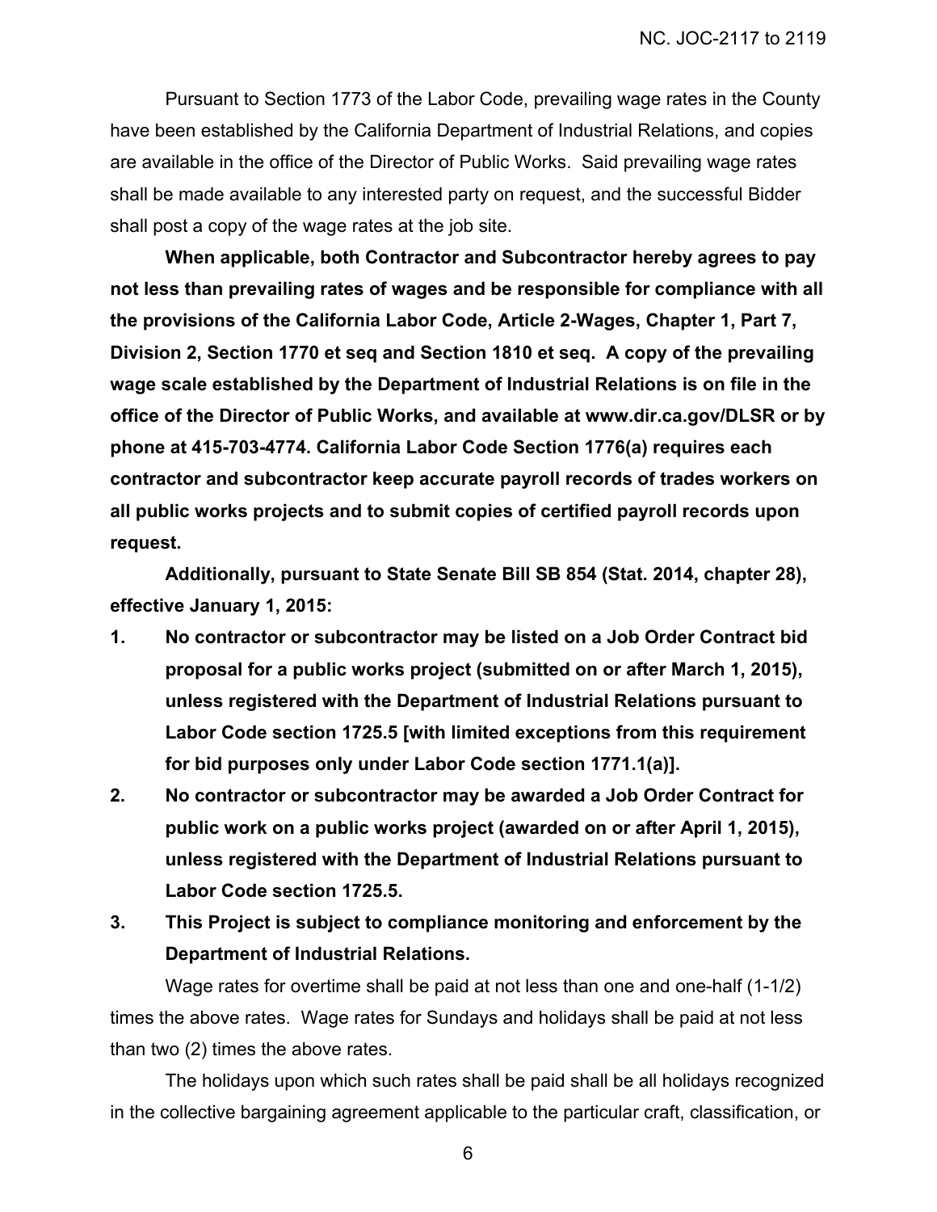Pursuant to Section 1773 of the Labor Code, prevailing wage rates in the County have been established by the California Department of Industrial Relations, and copies are available in the office of the Director of Public Works. Said prevailing wage rates shall be made available to any interested party on request, and the successful Bidder shall post a copy of the wage rates at the job site.

**When applicable, both Contractor and Subcontractor hereby agrees to pay not less than prevailing rates of wages and be responsible for compliance with all the provisions of the California Labor Code, Article 2-Wages, Chapter 1, Part 7, Division 2, Section 1770 et seq and Section 1810 et seq. A copy of the prevailing wage scale established by the Department of Industrial Relations is on file in the office of the Director of Public Works, and available at www.dir.ca.gov/DLSR or by phone at 415-703-4774. California Labor Code Section 1776(a) requires each contractor and subcontractor keep accurate payroll records of trades workers on all public works projects and to submit copies of certified payroll records upon request.**

**Additionally, pursuant to State Senate Bill SB 854 (Stat. 2014, chapter 28), effective January 1, 2015:**

1. **No contractor or subcontractor may be listed on a Job Order Contract bid proposal for a public works project (submitted on or after March 1, 2015), unless registered with the Department of Industrial Relations pursuant to Labor Code section 1725.5 [with limited exceptions from this requirement for bid purposes only under Labor Code section 1771.1(a)].**
2. **No contractor or subcontractor may be awarded a Job Order Contract for public work on a public works project (awarded on or after April 1, 2015), unless registered with the Department of Industrial Relations pursuant to Labor Code section 1725.5.**
3. **This Project is subject to compliance monitoring and enforcement by the Department of Industrial Relations.**

Wage rates for overtime shall be paid at not less than one and one-half (1-1/2) times the above rates. Wage rates for Sundays and holidays shall be paid at not less than two (2) times the above rates.

The holidays upon which such rates shall be paid shall be all holidays recognized in the collective bargaining agreement applicable to the particular craft, classification, or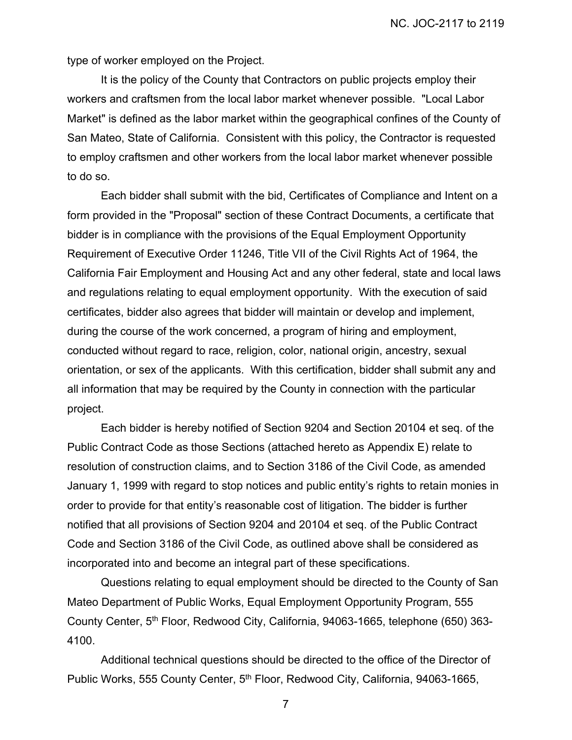type of worker employed on the Project.

It is the policy of the County that Contractors on public projects employ their workers and craftsmen from the local labor market whenever possible. "Local Labor Market" is defined as the labor market within the geographical confines of the County of San Mateo, State of California. Consistent with this policy, the Contractor is requested to employ craftsmen and other workers from the local labor market whenever possible to do so.

Each bidder shall submit with the bid, Certificates of Compliance and Intent on a form provided in the "Proposal" section of these Contract Documents, a certificate that bidder is in compliance with the provisions of the Equal Employment Opportunity Requirement of Executive Order 11246, Title VII of the Civil Rights Act of 1964, the California Fair Employment and Housing Act and any other federal, state and local laws and regulations relating to equal employment opportunity. With the execution of said certificates, bidder also agrees that bidder will maintain or develop and implement, during the course of the work concerned, a program of hiring and employment, conducted without regard to race, religion, color, national origin, ancestry, sexual orientation, or sex of the applicants. With this certification, bidder shall submit any and all information that may be required by the County in connection with the particular project.

Each bidder is hereby notified of Section 9204 and Section 20104 et seq. of the Public Contract Code as those Sections (attached hereto as Appendix E) relate to resolution of construction claims, and to Section 3186 of the Civil Code, as amended January 1, 1999 with regard to stop notices and public entity's rights to retain monies in order to provide for that entity's reasonable cost of litigation. The bidder is further notified that all provisions of Section 9204 and 20104 et seq. of the Public Contract Code and Section 3186 of the Civil Code, as outlined above shall be considered as incorporated into and become an integral part of these specifications.

Questions relating to equal employment should be directed to the County of San Mateo Department of Public Works, Equal Employment Opportunity Program, 555 County Center, 5th Floor, Redwood City, California, 94063-1665, telephone (650) 363-4100.

Additional technical questions should be directed to the office of the Director of Public Works, 555 County Center, 5th Floor, Redwood City, California, 94063-1665,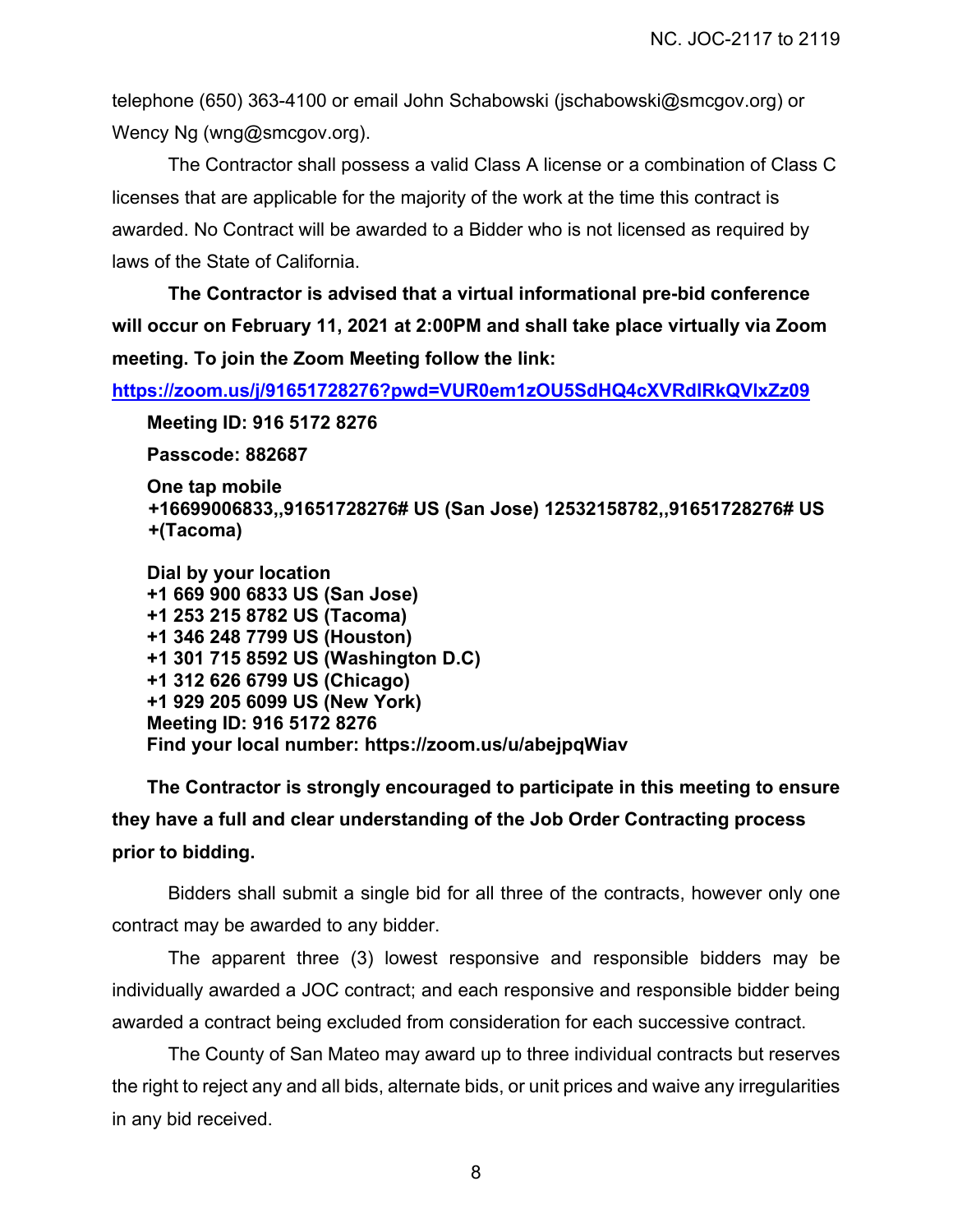telephone (650) 363-4100 or email John Schabowski (jschabowski@smcgov.org) or Wency Ng (wng@smcgov.org).

The Contractor shall possess a valid Class A license or a combination of Class C licenses that are applicable for the majority of the work at the time this contract is awarded. No Contract will be awarded to a Bidder who is not licensed as required by laws of the State of California.

**The Contractor is advised that a virtual informational pre-bid conference will occur on February 11, 2021 at 2:00PM and shall take place virtually via Zoom meeting. To join the Zoom Meeting follow the link:**

**https://zoom.us/j/91651728276?pwd=VUR0em1zOU5SdHQ4cXVRdlRkQVlxZz09**

**Meeting ID: 916 5172 8276**

**Passcode: 882687**

**One tap mobile**
**+16699006833,,91651728276# US (San Jose) 12532158782,,91651728276# US +(Tacoma)**

**Dial by your location**
**+1 669 900 6833 US (San Jose)**
**+1 253 215 8782 US (Tacoma)**
**+1 346 248 7799 US (Houston)**
**+1 301 715 8592 US (Washington D.C)**
**+1 312 626 6799 US (Chicago)**
**+1 929 205 6099 US (New York)**
**Meeting ID: 916 5172 8276**
**Find your local number: https://zoom.us/u/abejpqWiav**

**The Contractor is strongly encouraged to participate in this meeting to ensure they have a full and clear understanding of the Job Order Contracting process prior to bidding.**

Bidders shall submit a single bid for all three of the contracts, however only one contract may be awarded to any bidder.

The apparent three (3) lowest responsive and responsible bidders may be individually awarded a JOC contract; and each responsive and responsible bidder being awarded a contract being excluded from consideration for each successive contract.

The County of San Mateo may award up to three individual contracts but reserves the right to reject any and all bids, alternate bids, or unit prices and waive any irregularities in any bid received.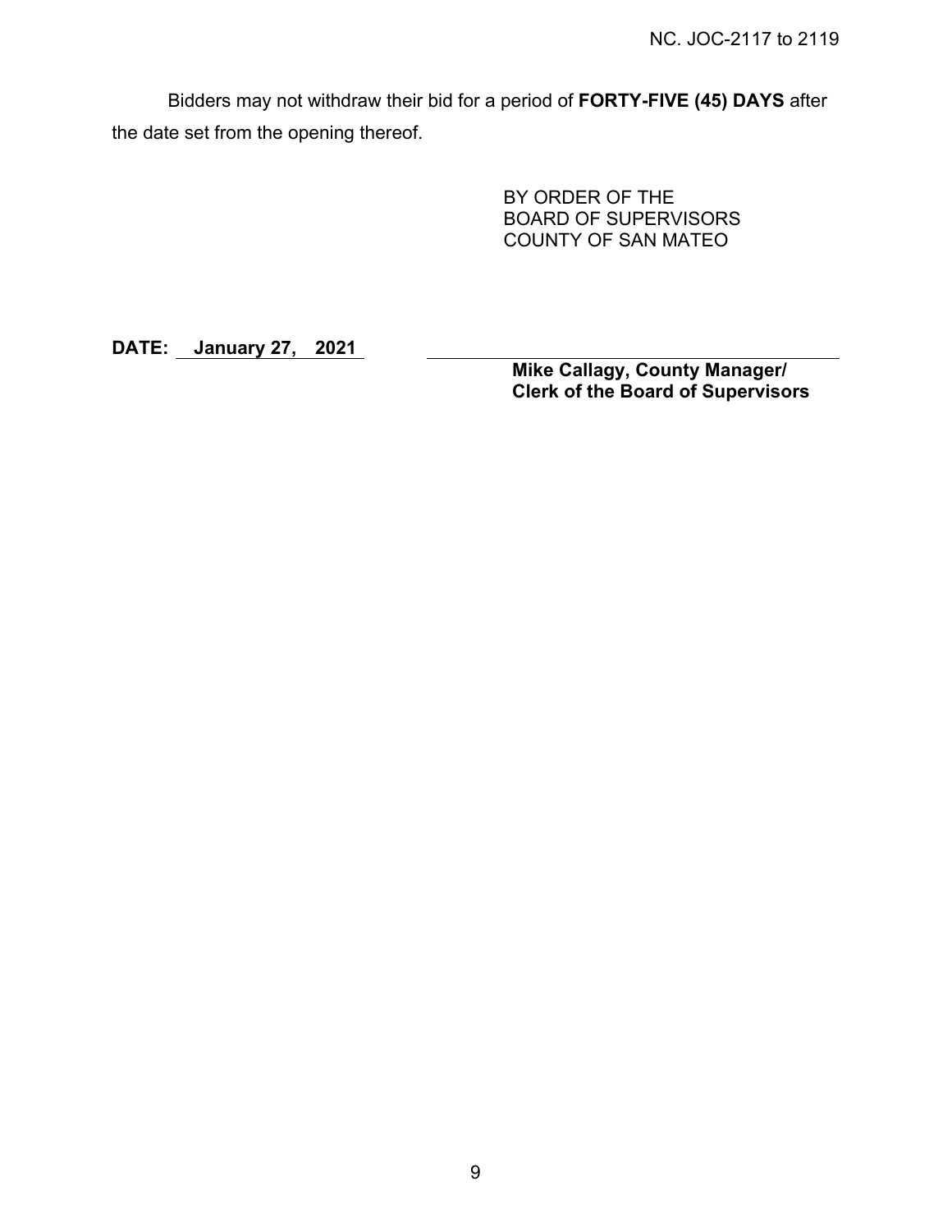Bidders may not withdraw their bid for a period of **FORTY-FIVE (45) DAYS** after the date set from the opening thereof.

BY ORDER OF THE
BOARD OF SUPERVISORS
COUNTY OF SAN MATEO

**DATE: January 27, 2021**

**Mike Callagy, County Manager/**
**Clerk of the Board of Supervisors**